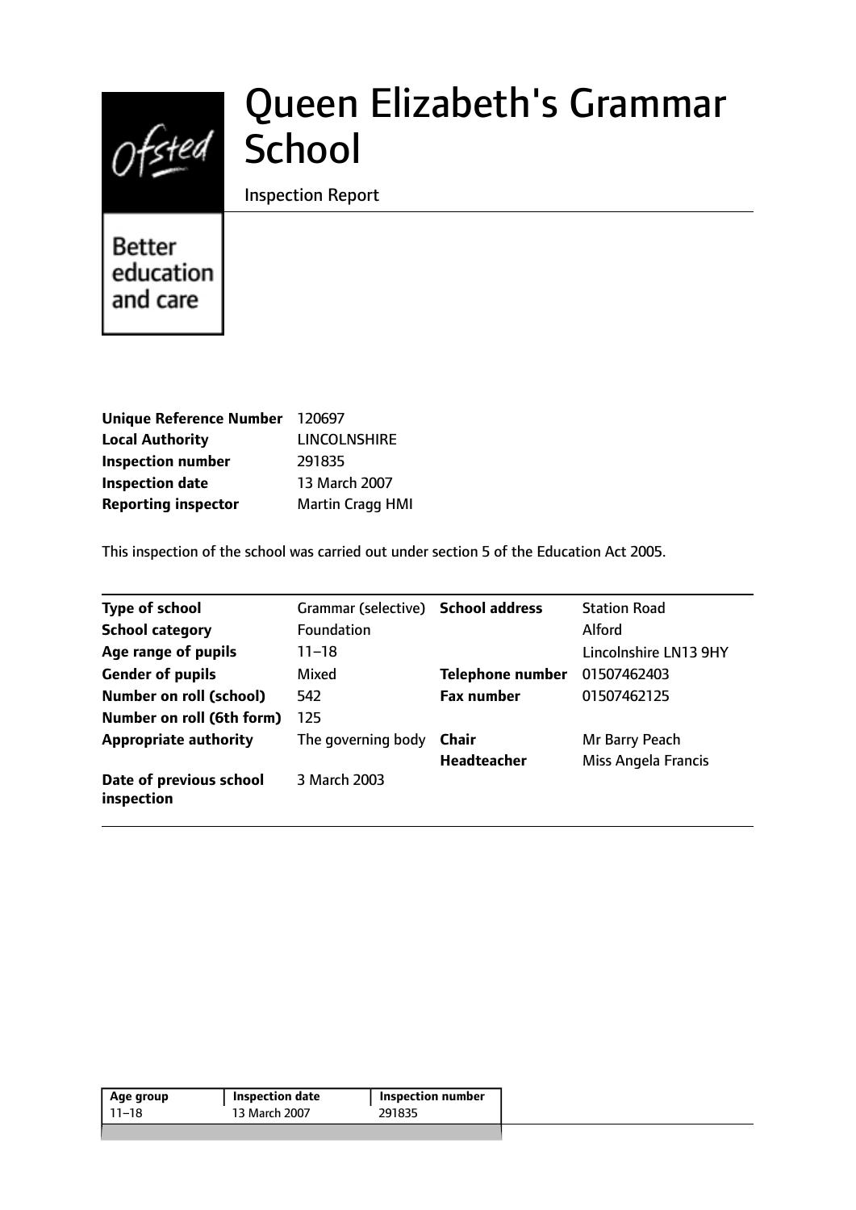# Queen Elizabeth's Grammar School

Inspection Report

Better education and care

| | |
|---|---|
| **Unique Reference Number** | 120697 |
| **Local Authority** | LINCOLNSHIRE |
| **Inspection number** | 291835 |
| **Inspection date** | 13 March 2007 |
| **Reporting inspector** | Martin Cragg HMI |

This inspection of the school was carried out under section 5 of the Education Act 2005.

| | | | |
|---|---|---|---|
| **Type of school** | Grammar (selective) | **School address** | Station Road |
| **School category** | Foundation | | Alford |
| **Age range of pupils** | 11–18 | | Lincolnshire LN13 9HY |
| **Gender of pupils** | Mixed | **Telephone number** | 01507462403 |
| **Number on roll (school)** | 542 | **Fax number** | 01507462125 |
| **Number on roll (6th form)** | 125 | | |
| **Appropriate authority** | The governing body | **Chair** | Mr Barry Peach |
| | | **Headteacher** | Miss Angela Francis |
| **Date of previous school inspection** | 3 March 2003 | | |

| Age group | Inspection date | Inspection number |
|---|---|---|
| 11–18 | 13 March 2007 | 291835 |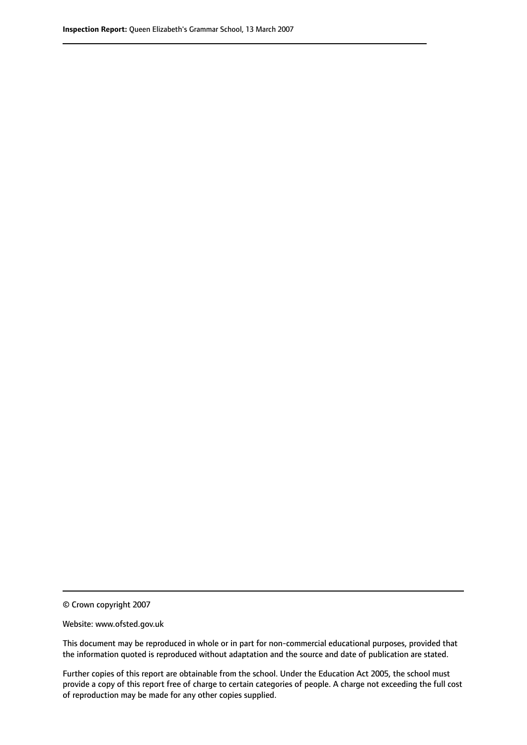© Crown copyright 2007

Website: www.ofsted.gov.uk

This document may be reproduced in whole or in part for non-commercial educational purposes, provided that the information quoted is reproduced without adaptation and the source and date of publication are stated.

Further copies of this report are obtainable from the school. Under the Education Act 2005, the school must provide a copy of this report free of charge to certain categories of people. A charge not exceeding the full cost of reproduction may be made for any other copies supplied.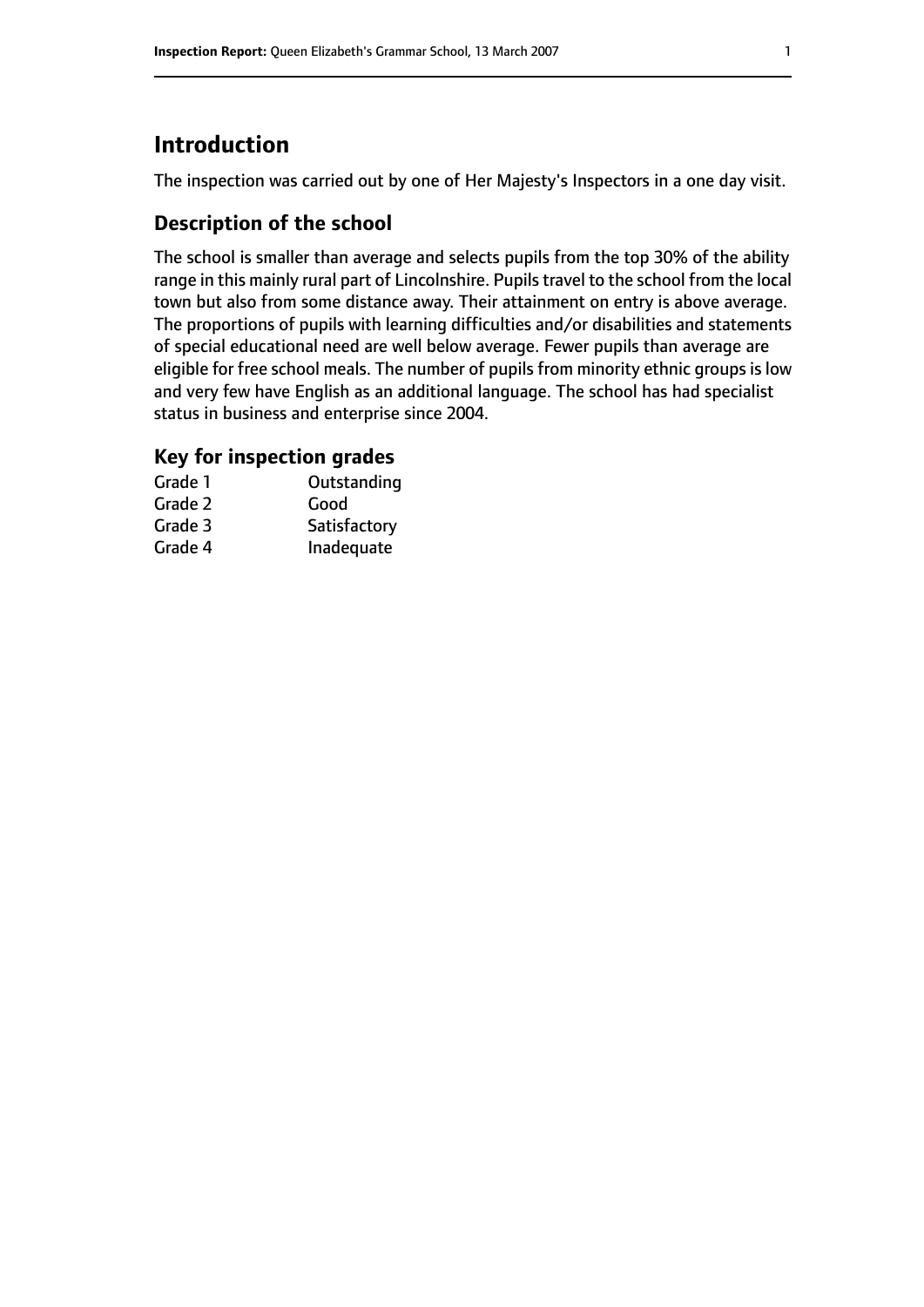# Introduction

The inspection was carried out by one of Her Majesty's Inspectors in a one day visit.

## Description of the school

The school is smaller than average and selects pupils from the top 30% of the ability range in this mainly rural part of Lincolnshire. Pupils travel to the school from the local town but also from some distance away. Their attainment on entry is above average. The proportions of pupils with learning difficulties and/or disabilities and statements of special educational need are well below average. Fewer pupils than average are eligible for free school meals. The number of pupils from minority ethnic groups is low and very few have English as an additional language. The school has had specialist status in business and enterprise since 2004.

## Key for inspection grades

| | |
|---|---|
| Grade 1 | Outstanding |
| Grade 2 | Good |
| Grade 3 | Satisfactory |
| Grade 4 | Inadequate |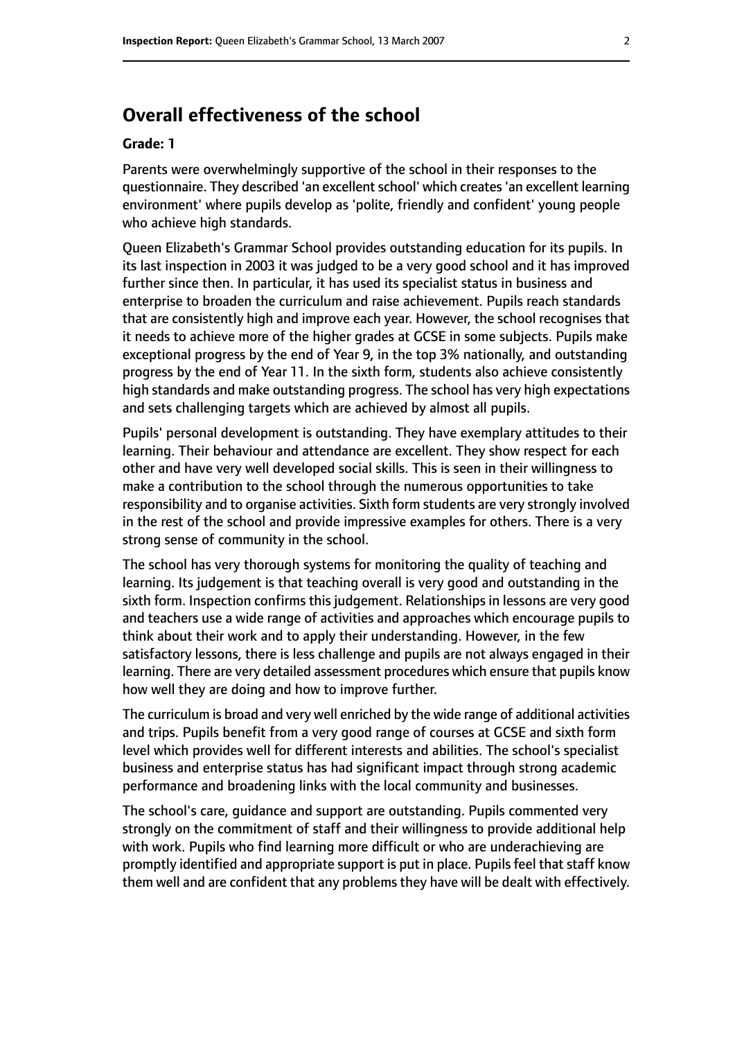## Overall effectiveness of the school

**Grade: 1**

Parents were overwhelmingly supportive of the school in their responses to the questionnaire. They described 'an excellent school' which creates 'an excellent learning environment' where pupils develop as 'polite, friendly and confident' young people who achieve high standards.

Queen Elizabeth's Grammar School provides outstanding education for its pupils. In its last inspection in 2003 it was judged to be a very good school and it has improved further since then. In particular, it has used its specialist status in business and enterprise to broaden the curriculum and raise achievement. Pupils reach standards that are consistently high and improve each year. However, the school recognises that it needs to achieve more of the higher grades at GCSE in some subjects. Pupils make exceptional progress by the end of Year 9, in the top 3% nationally, and outstanding progress by the end of Year 11. In the sixth form, students also achieve consistently high standards and make outstanding progress. The school has very high expectations and sets challenging targets which are achieved by almost all pupils.

Pupils' personal development is outstanding. They have exemplary attitudes to their learning. Their behaviour and attendance are excellent. They show respect for each other and have very well developed social skills. This is seen in their willingness to make a contribution to the school through the numerous opportunities to take responsibility and to organise activities. Sixth form students are very strongly involved in the rest of the school and provide impressive examples for others. There is a very strong sense of community in the school.

The school has very thorough systems for monitoring the quality of teaching and learning. Its judgement is that teaching overall is very good and outstanding in the sixth form. Inspection confirms this judgement. Relationships in lessons are very good and teachers use a wide range of activities and approaches which encourage pupils to think about their work and to apply their understanding. However, in the few satisfactory lessons, there is less challenge and pupils are not always engaged in their learning. There are very detailed assessment procedures which ensure that pupils know how well they are doing and how to improve further.

The curriculum is broad and very well enriched by the wide range of additional activities and trips. Pupils benefit from a very good range of courses at GCSE and sixth form level which provides well for different interests and abilities. The school's specialist business and enterprise status has had significant impact through strong academic performance and broadening links with the local community and businesses.

The school's care, guidance and support are outstanding. Pupils commented very strongly on the commitment of staff and their willingness to provide additional help with work. Pupils who find learning more difficult or who are underachieving are promptly identified and appropriate support is put in place. Pupils feel that staff know them well and are confident that any problems they have will be dealt with effectively.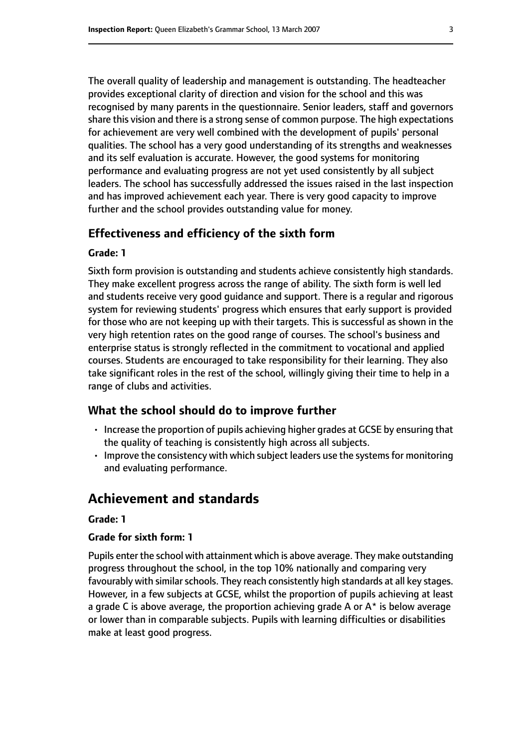The overall quality of leadership and management is outstanding. The headteacher provides exceptional clarity of direction and vision for the school and this was recognised by many parents in the questionnaire. Senior leaders, staff and governors share this vision and there is a strong sense of common purpose. The high expectations for achievement are very well combined with the development of pupils' personal qualities. The school has a very good understanding of its strengths and weaknesses and its self evaluation is accurate. However, the good systems for monitoring performance and evaluating progress are not yet used consistently by all subject leaders. The school has successfully addressed the issues raised in the last inspection and has improved achievement each year. There is very good capacity to improve further and the school provides outstanding value for money.

### Effectiveness and efficiency of the sixth form

#### Grade: 1

Sixth form provision is outstanding and students achieve consistently high standards. They make excellent progress across the range of ability. The sixth form is well led and students receive very good guidance and support. There is a regular and rigorous system for reviewing students' progress which ensures that early support is provided for those who are not keeping up with their targets. This is successful as shown in the very high retention rates on the good range of courses. The school's business and enterprise status is strongly reflected in the commitment to vocational and applied courses. Students are encouraged to take responsibility for their learning. They also take significant roles in the rest of the school, willingly giving their time to help in a range of clubs and activities.

### What the school should do to improve further

- Increase the proportion of pupils achieving higher grades at GCSE by ensuring that the quality of teaching is consistently high across all subjects.
- Improve the consistency with which subject leaders use the systems for monitoring and evaluating performance.

## Achievement and standards

#### Grade: 1

#### Grade for sixth form: 1

Pupils enter the school with attainment which is above average. They make outstanding progress throughout the school, in the top 10% nationally and comparing very favourably with similar schools. They reach consistently high standards at all key stages. However, in a few subjects at GCSE, whilst the proportion of pupils achieving at least a grade C is above average, the proportion achieving grade A or A* is below average or lower than in comparable subjects. Pupils with learning difficulties or disabilities make at least good progress.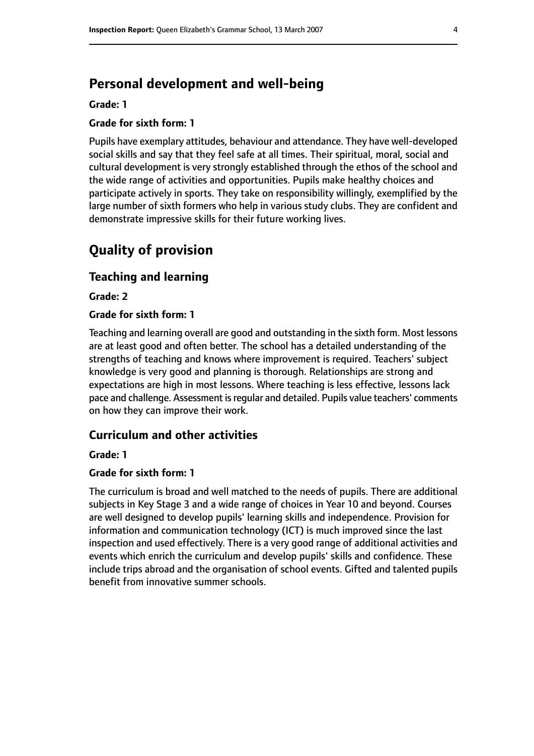## Personal development and well-being

**Grade: 1**

**Grade for sixth form: 1**

Pupils have exemplary attitudes, behaviour and attendance. They have well-developed social skills and say that they feel safe at all times. Their spiritual, moral, social and cultural development is very strongly established through the ethos of the school and the wide range of activities and opportunities. Pupils make healthy choices and participate actively in sports. They take on responsibility willingly, exemplified by the large number of sixth formers who help in various study clubs. They are confident and demonstrate impressive skills for their future working lives.

# Quality of provision

## Teaching and learning

**Grade: 2**

**Grade for sixth form: 1**

Teaching and learning overall are good and outstanding in the sixth form. Most lessons are at least good and often better. The school has a detailed understanding of the strengths of teaching and knows where improvement is required. Teachers' subject knowledge is very good and planning is thorough. Relationships are strong and expectations are high in most lessons. Where teaching is less effective, lessons lack pace and challenge. Assessment is regular and detailed. Pupils value teachers' comments on how they can improve their work.

## Curriculum and other activities

**Grade: 1**

**Grade for sixth form: 1**

The curriculum is broad and well matched to the needs of pupils. There are additional subjects in Key Stage 3 and a wide range of choices in Year 10 and beyond. Courses are well designed to develop pupils' learning skills and independence. Provision for information and communication technology (ICT) is much improved since the last inspection and used effectively. There is a very good range of additional activities and events which enrich the curriculum and develop pupils' skills and confidence. These include trips abroad and the organisation of school events. Gifted and talented pupils benefit from innovative summer schools.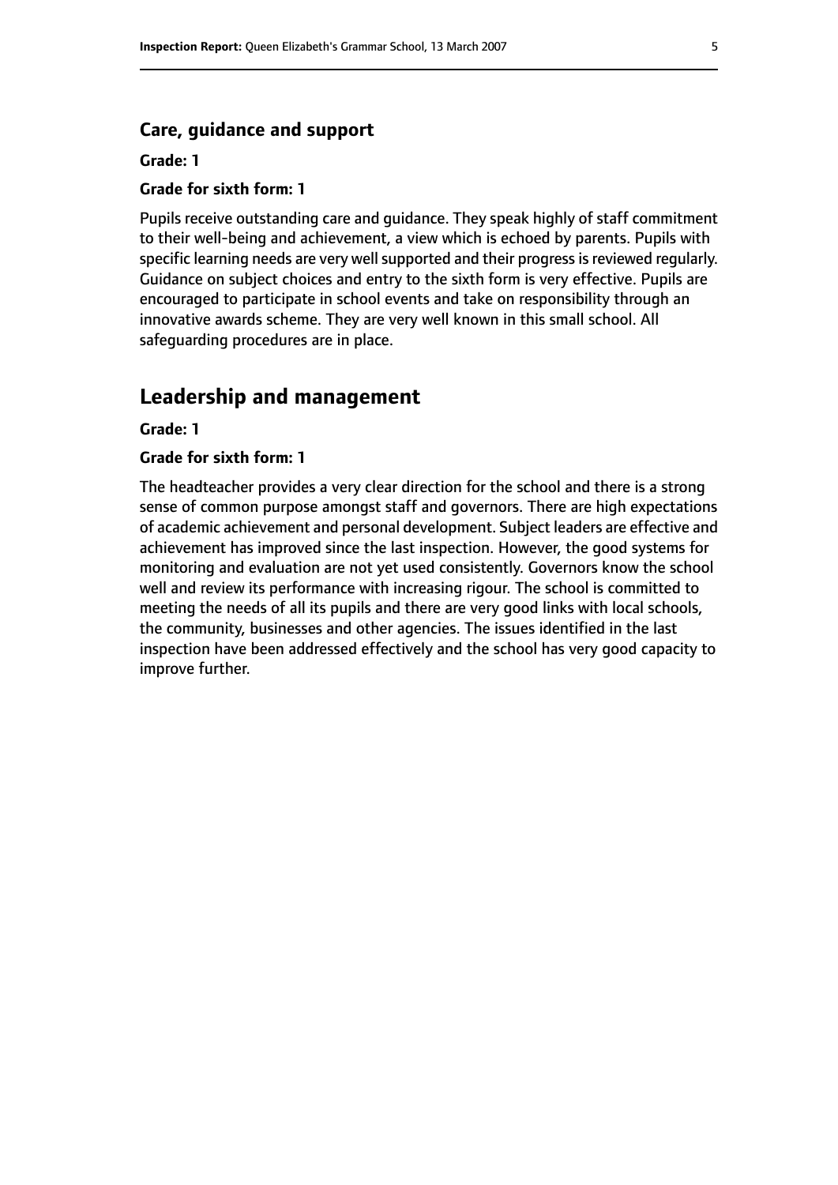### Care, guidance and support

**Grade: 1**

**Grade for sixth form: 1**

Pupils receive outstanding care and guidance. They speak highly of staff commitment to their well-being and achievement, a view which is echoed by parents. Pupils with specific learning needs are very well supported and their progress is reviewed regularly. Guidance on subject choices and entry to the sixth form is very effective. Pupils are encouraged to participate in school events and take on responsibility through an innovative awards scheme. They are very well known in this small school. All safeguarding procedures are in place.

## Leadership and management

**Grade: 1**

**Grade for sixth form: 1**

The headteacher provides a very clear direction for the school and there is a strong sense of common purpose amongst staff and governors. There are high expectations of academic achievement and personal development. Subject leaders are effective and achievement has improved since the last inspection. However, the good systems for monitoring and evaluation are not yet used consistently. Governors know the school well and review its performance with increasing rigour. The school is committed to meeting the needs of all its pupils and there are very good links with local schools, the community, businesses and other agencies. The issues identified in the last inspection have been addressed effectively and the school has very good capacity to improve further.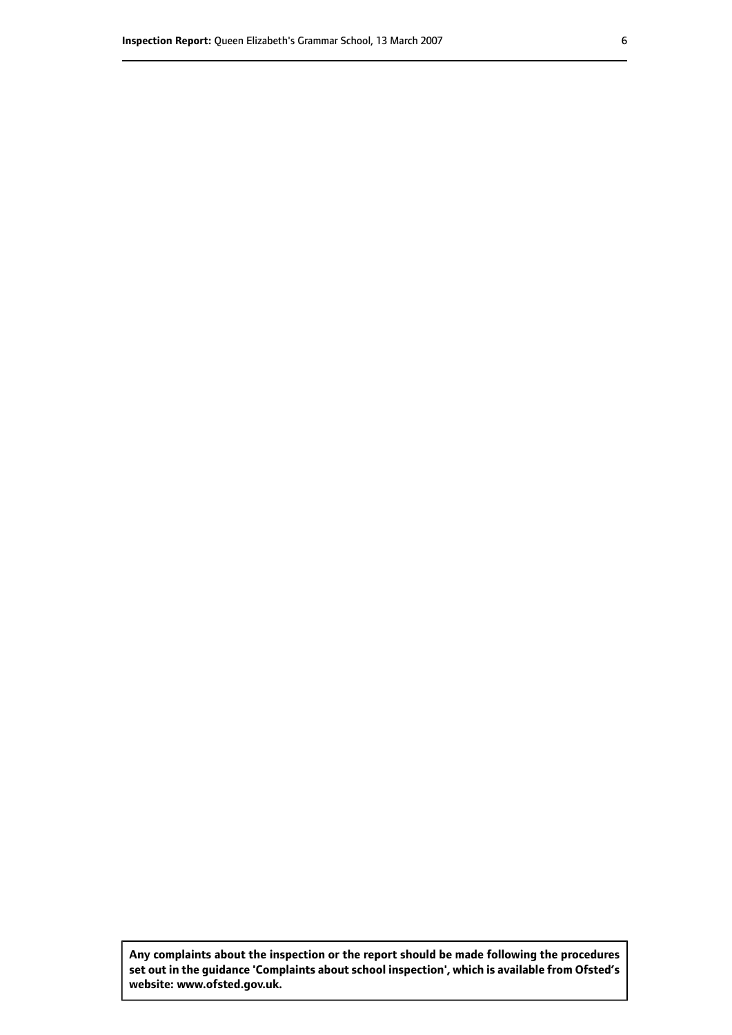**Any complaints about the inspection or the report should be made following the procedures set out in the guidance 'Complaints about school inspection', which is available from Ofsted's website: www.ofsted.gov.uk.**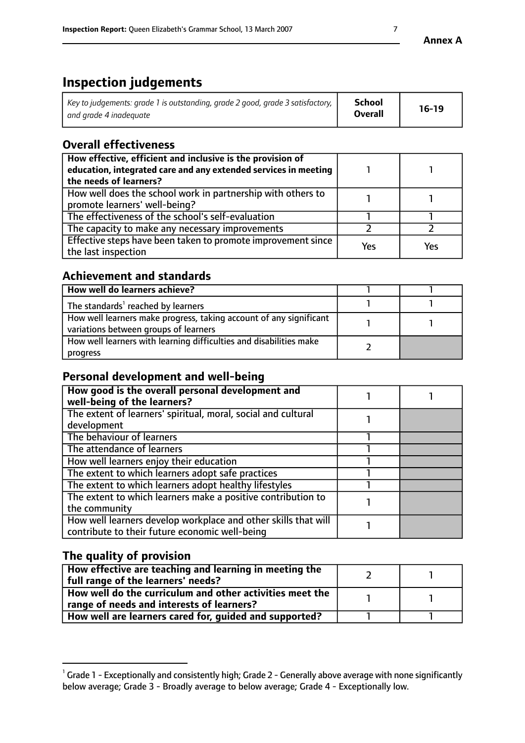**Annex A**

# Inspection judgements

| *Key to judgements: grade 1 is outstanding, grade 2 good, grade 3 satisfactory, and grade 4 inadequate* | **School Overall** | **16-19** |
|---|---|---|

## Overall effectiveness

| | | |
|---|---|---|
| **How effective, efficient and inclusive is the provision of education, integrated care and any extended services in meeting the needs of learners?** | 1 | 1 |
| How well does the school work in partnership with others to promote learners' well-being? | 1 | 1 |
| The effectiveness of the school's self-evaluation | 1 | 1 |
| The capacity to make any necessary improvements | 2 | 2 |
| Effective steps have been taken to promote improvement since the last inspection | Yes | Yes |

## Achievement and standards

| | | |
|---|---|---|
| **How well do learners achieve?** | 1 | 1 |
| The standards[1] reached by learners | 1 | 1 |
| How well learners make progress, taking account of any significant variations between groups of learners | 1 | 1 |
| How well learners with learning difficulties and disabilities make progress | 2 | |

## Personal development and well-being

| | | |
|---|---|---|
| **How good is the overall personal development and well-being of the learners?** | 1 | 1 |
| The extent of learners' spiritual, moral, social and cultural development | 1 | |
| The behaviour of learners | 1 | |
| The attendance of learners | 1 | |
| How well learners enjoy their education | 1 | |
| The extent to which learners adopt safe practices | 1 | |
| The extent to which learners adopt healthy lifestyles | 1 | |
| The extent to which learners make a positive contribution to the community | 1 | |
| How well learners develop workplace and other skills that will contribute to their future economic well-being | 1 | |

## The quality of provision

| | | |
|---|---|---|
| **How effective are teaching and learning in meeting the full range of the learners' needs?** | 2 | 1 |
| **How well do the curriculum and other activities meet the range of needs and interests of learners?** | 1 | 1 |
| **How well are learners cared for, guided and supported?** | 1 | 1 |

[1] Grade 1 - Exceptionally and consistently high; Grade 2 - Generally above average with none significantly below average; Grade 3 - Broadly average to below average; Grade 4 - Exceptionally low.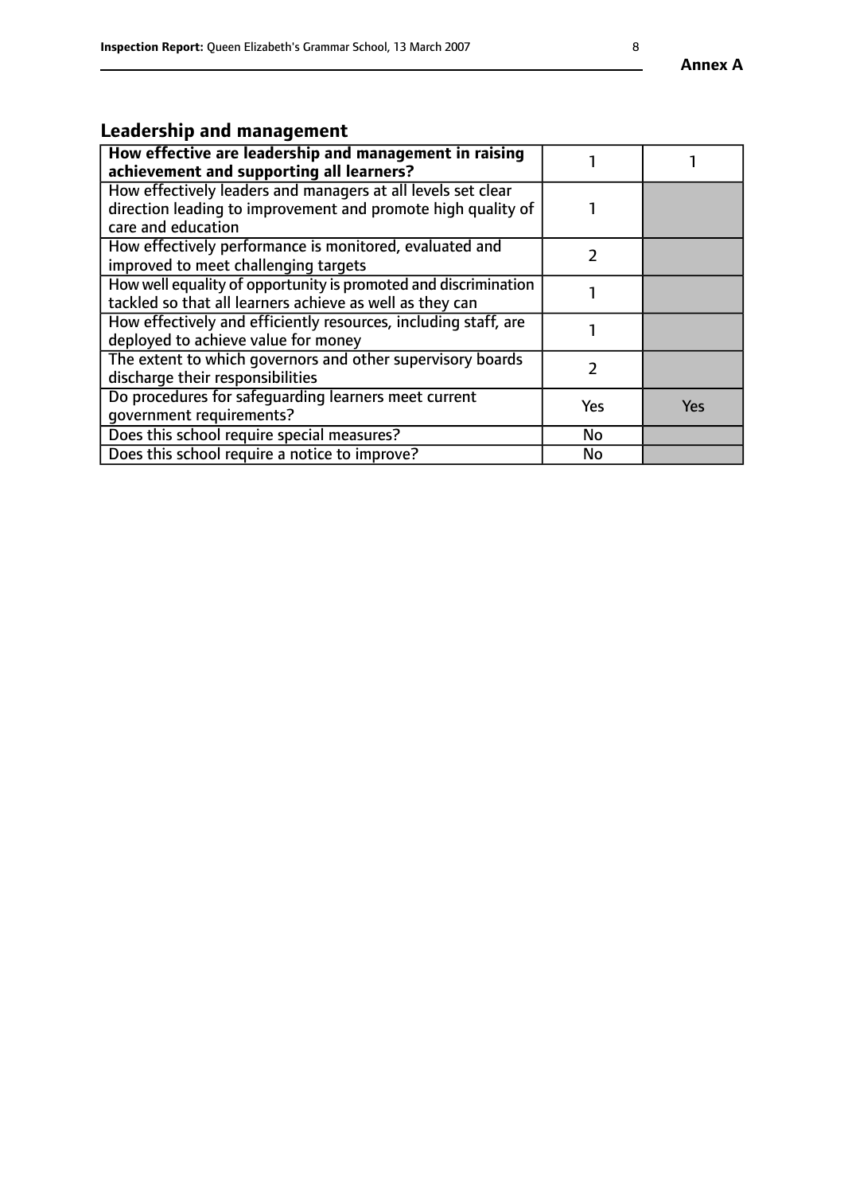## Leadership and management

| How effective are leadership and management in raising achievement and supporting all learners? | 1 | 1 |
|---|---|---|
| How effectively leaders and managers at all levels set clear direction leading to improvement and promote high quality of care and education | 1 | |
| How effectively performance is monitored, evaluated and improved to meet challenging targets | 2 | |
| How well equality of opportunity is promoted and discrimination tackled so that all learners achieve as well as they can | 1 | |
| How effectively and efficiently resources, including staff, are deployed to achieve value for money | 1 | |
| The extent to which governors and other supervisory boards discharge their responsibilities | 2 | |
| Do procedures for safeguarding learners meet current government requirements? | Yes | Yes |
| Does this school require special measures? | No | |
| Does this school require a notice to improve? | No | |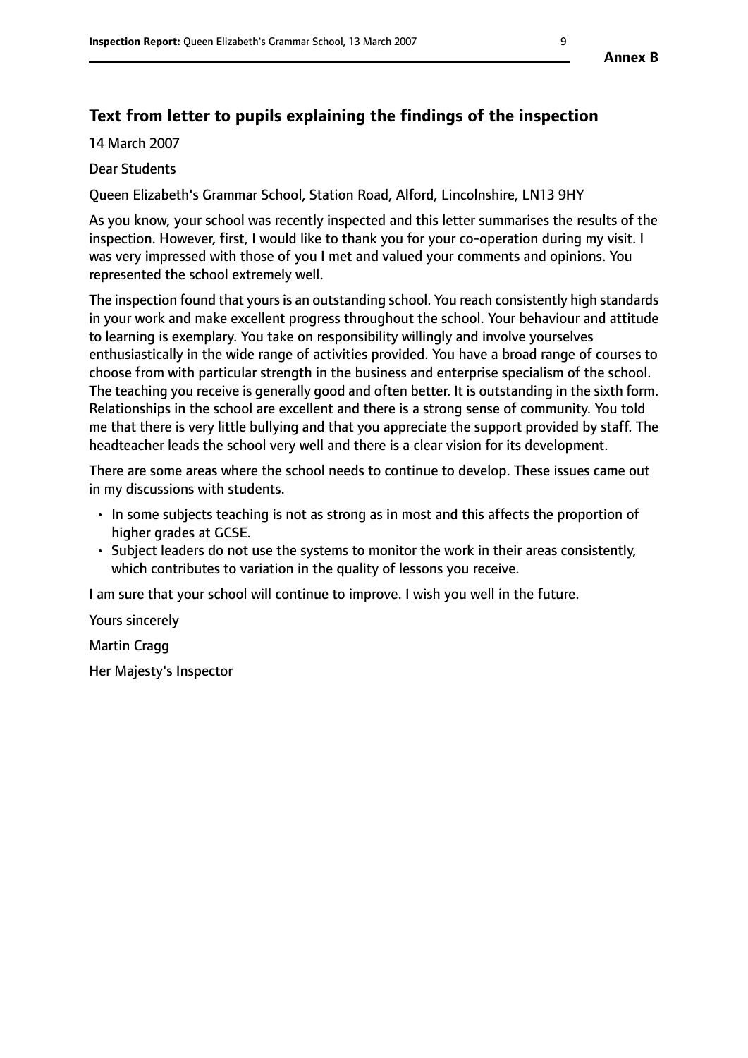## Text from letter to pupils explaining the findings of the inspection

14 March 2007

Dear Students

Queen Elizabeth's Grammar School, Station Road, Alford, Lincolnshire, LN13 9HY

As you know, your school was recently inspected and this letter summarises the results of the inspection. However, first, I would like to thank you for your co-operation during my visit. I was very impressed with those of you I met and valued your comments and opinions. You represented the school extremely well.

The inspection found that yours is an outstanding school. You reach consistently high standards in your work and make excellent progress throughout the school. Your behaviour and attitude to learning is exemplary. You take on responsibility willingly and involve yourselves enthusiastically in the wide range of activities provided. You have a broad range of courses to choose from with particular strength in the business and enterprise specialism of the school. The teaching you receive is generally good and often better. It is outstanding in the sixth form. Relationships in the school are excellent and there is a strong sense of community. You told me that there is very little bullying and that you appreciate the support provided by staff. The headteacher leads the school very well and there is a clear vision for its development.

There are some areas where the school needs to continue to develop. These issues came out in my discussions with students.

- In some subjects teaching is not as strong as in most and this affects the proportion of higher grades at GCSE.
- Subject leaders do not use the systems to monitor the work in their areas consistently, which contributes to variation in the quality of lessons you receive.

I am sure that your school will continue to improve. I wish you well in the future.

Yours sincerely

Martin Cragg

Her Majesty's Inspector